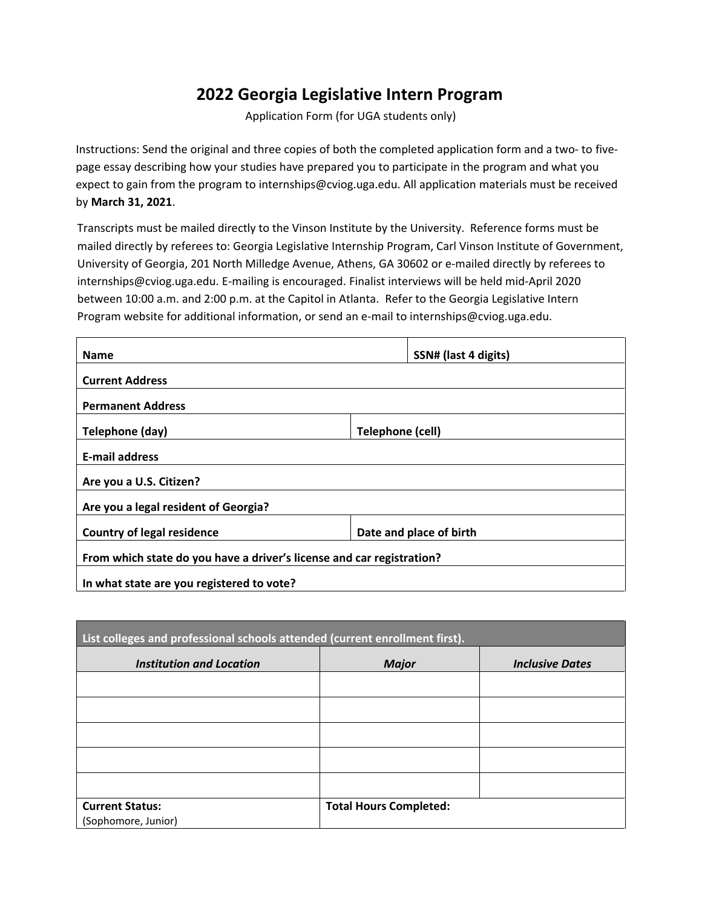# 2022 Georgia Legislative Intern Program

Application Form (for UGA students only)

Instructions: Send the original and three copies of both the completed application form and a two- to five-page essay describing how your studies have prepared you to participate in the program and what you expect to gain from the program to internships@cviog.uga.edu. All application materials must be received by **March 31, 2021**.

Transcripts must be mailed directly to the Vinson Institute by the University. Reference forms must be mailed directly by referees to: Georgia Legislative Internship Program, Carl Vinson Institute of Government, University of Georgia, 201 North Milledge Avenue, Athens, GA 30602 or e-mailed directly by referees to internships@cviog.uga.edu. E-mailing is encouraged. Finalist interviews will be held mid-April 2020 between 10:00 a.m. and 2:00 p.m. at the Capitol in Atlanta. Refer to the Georgia Legislative Intern Program website for additional information, or send an e-mail to internships@cviog.uga.edu.

| | |
|---|---|
| **Name** | **SSN# (last 4 digits)** |
| **Current Address** | |
| **Permanent Address** | |
| **Telephone (day)** | **Telephone (cell)** |
| **E-mail address** | |
| **Are you a U.S. Citizen?** | |
| **Are you a legal resident of Georgia?** | |
| **Country of legal residence** | **Date and place of birth** |
| **From which state do you have a driver's license and car registration?** | |
| **In what state are you registered to vote?** | |

| List colleges and professional schools attended (current enrollment first). | | |
|---|---|---|
| ***Institution and Location*** | ***Major*** | ***Inclusive Dates*** |
| | | |
| | | |
| | | |
| | | |
| | | |
| **Current Status:** (Sophomore, Junior) | **Total Hours Completed:** | |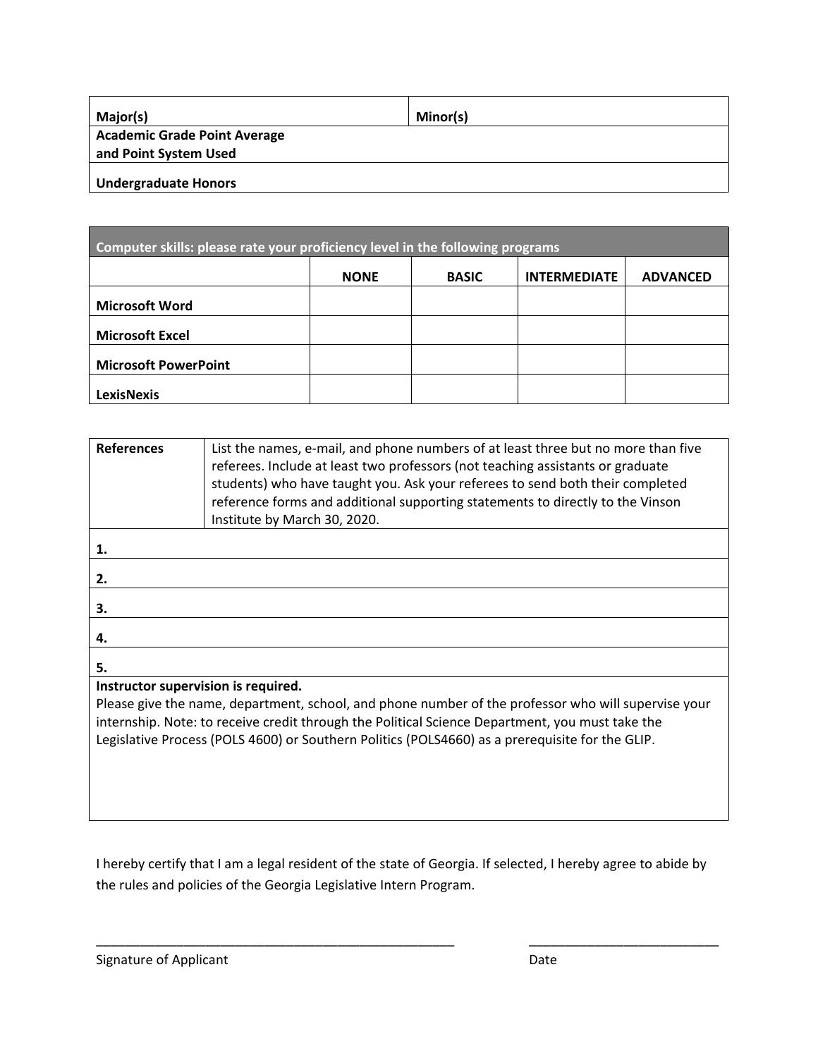| **Major(s)** | **Minor(s)** |
| --- | --- |
| **Academic Grade Point Average and Point System Used** | |
| **Undergraduate Honors** | |

| **Computer skills: please rate your proficiency level in the following programs** | | | | |
| --- | --- | --- | --- | --- |
| | **NONE** | **BASIC** | **INTERMEDIATE** | **ADVANCED** |
| **Microsoft Word** | | | | |
| **Microsoft Excel** | | | | |
| **Microsoft PowerPoint** | | | | |
| **LexisNexis** | | | | |

| **References** | List the names, e-mail, and phone numbers of at least three but no more than five referees. Include at least two professors (not teaching assistants or graduate students) who have taught you. Ask your referees to send both their completed reference forms and additional supporting statements to directly to the Vinson Institute by March 30, 2020. |
| --- | --- |
| **1.** | |
| **2.** | |
| **3.** | |
| **4.** | |
| **5.** | |

**Instructor supervision is required.**
Please give the name, department, school, and phone number of the professor who will supervise your internship. Note: to receive credit through the Political Science Department, you must take the Legislative Process (POLS 4600) or Southern Politics (POLS4660) as a prerequisite for the GLIP.

I hereby certify that I am a legal resident of the state of Georgia. If selected, I hereby agree to abide by the rules and policies of the Georgia Legislative Intern Program.

_____________________________________________________ Signature of Applicant

____________________________ Date